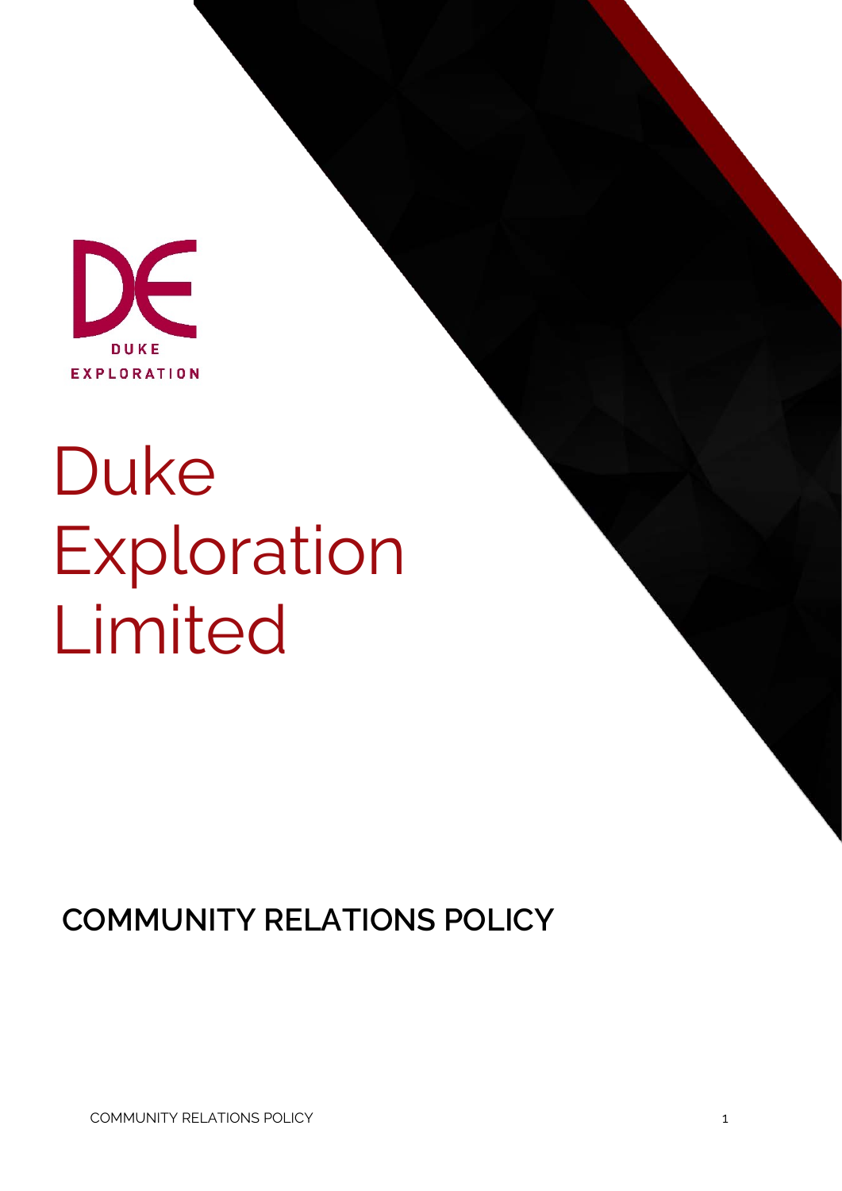DUKE EXPLORATION

# Duke Exploration Limited

## COMMUNITY RELATIONS POLICY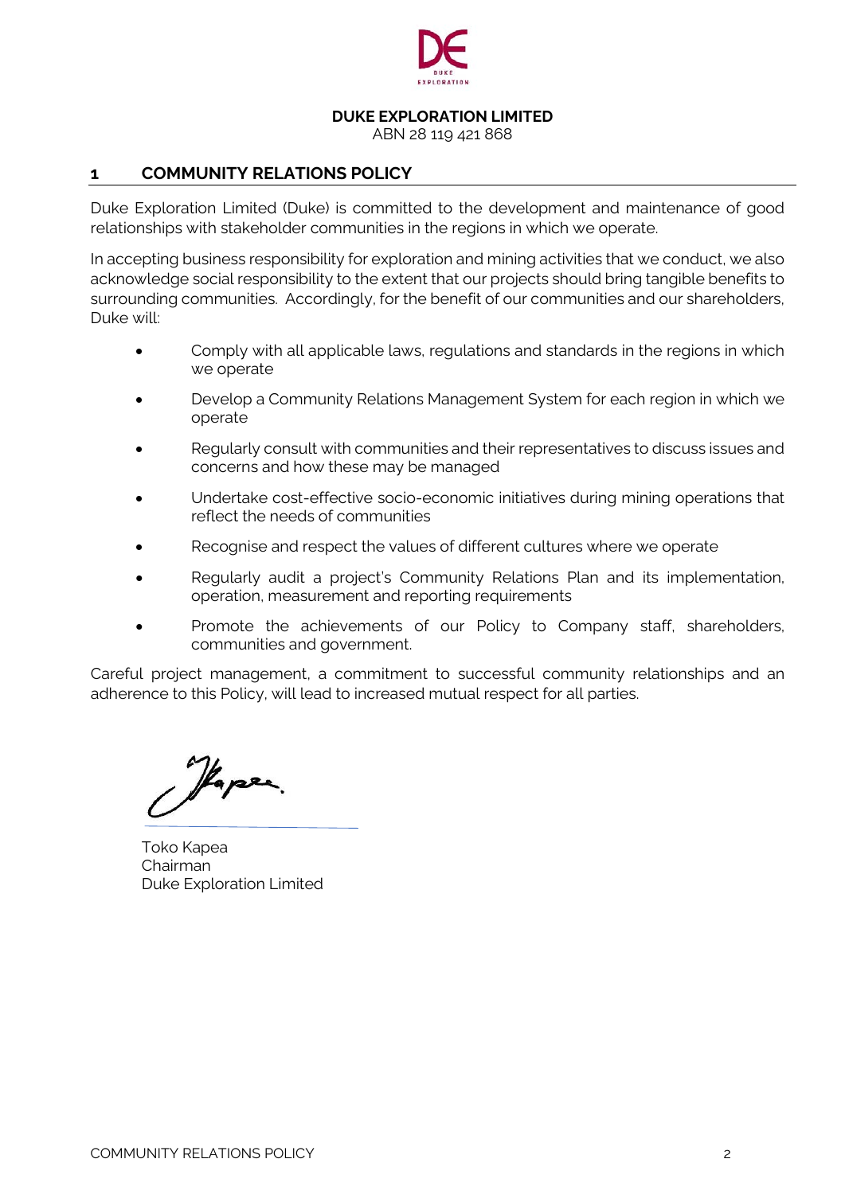**DUKE EXPLORATION LIMITED**
ABN 28 119 421 868

## 1 COMMUNITY RELATIONS POLICY

Duke Exploration Limited (Duke) is committed to the development and maintenance of good relationships with stakeholder communities in the regions in which we operate.

In accepting business responsibility for exploration and mining activities that we conduct, we also acknowledge social responsibility to the extent that our projects should bring tangible benefits to surrounding communities. Accordingly, for the benefit of our communities and our shareholders, Duke will:

- Comply with all applicable laws, regulations and standards in the regions in which we operate
- Develop a Community Relations Management System for each region in which we operate
- Regularly consult with communities and their representatives to discuss issues and concerns and how these may be managed
- Undertake cost-effective socio-economic initiatives during mining operations that reflect the needs of communities
- Recognise and respect the values of different cultures where we operate
- Regularly audit a project's Community Relations Plan and its implementation, operation, measurement and reporting requirements
- Promote the achievements of our Policy to Company staff, shareholders, communities and government.

Careful project management, a commitment to successful community relationships and an adherence to this Policy, will lead to increased mutual respect for all parties.

Toko Kapea
Chairman
Duke Exploration Limited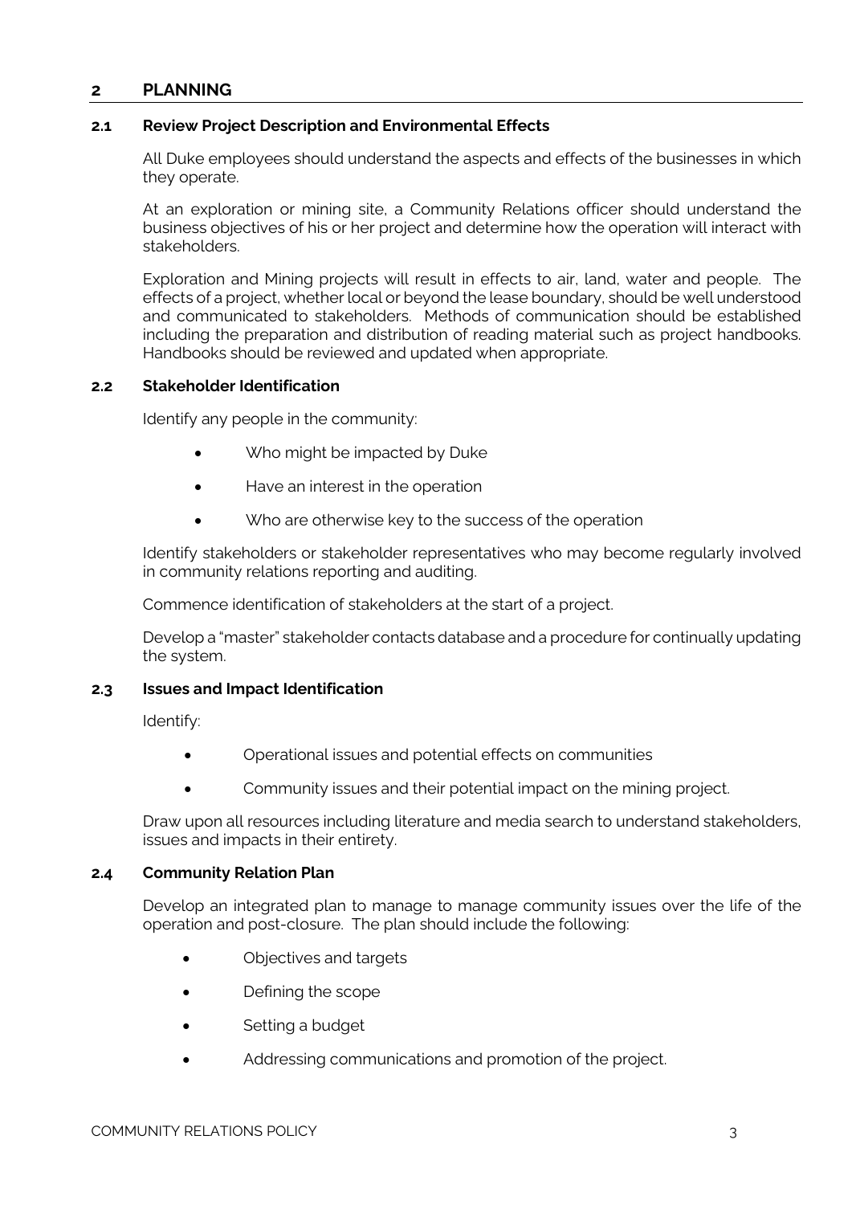## 2 PLANNING

### 2.1 Review Project Description and Environmental Effects

All Duke employees should understand the aspects and effects of the businesses in which they operate.

At an exploration or mining site, a Community Relations officer should understand the business objectives of his or her project and determine how the operation will interact with stakeholders.

Exploration and Mining projects will result in effects to air, land, water and people. The effects of a project, whether local or beyond the lease boundary, should be well understood and communicated to stakeholders. Methods of communication should be established including the preparation and distribution of reading material such as project handbooks. Handbooks should be reviewed and updated when appropriate.

### 2.2 Stakeholder Identification

Identify any people in the community:

- Who might be impacted by Duke
- Have an interest in the operation
- Who are otherwise key to the success of the operation

Identify stakeholders or stakeholder representatives who may become regularly involved in community relations reporting and auditing.

Commence identification of stakeholders at the start of a project.

Develop a "master" stakeholder contacts database and a procedure for continually updating the system.

### 2.3 Issues and Impact Identification

Identify:

- Operational issues and potential effects on communities
- Community issues and their potential impact on the mining project.

Draw upon all resources including literature and media search to understand stakeholders, issues and impacts in their entirety.

### 2.4 Community Relation Plan

Develop an integrated plan to manage to manage community issues over the life of the operation and post-closure. The plan should include the following:

- Objectives and targets
- Defining the scope
- Setting a budget
- Addressing communications and promotion of the project.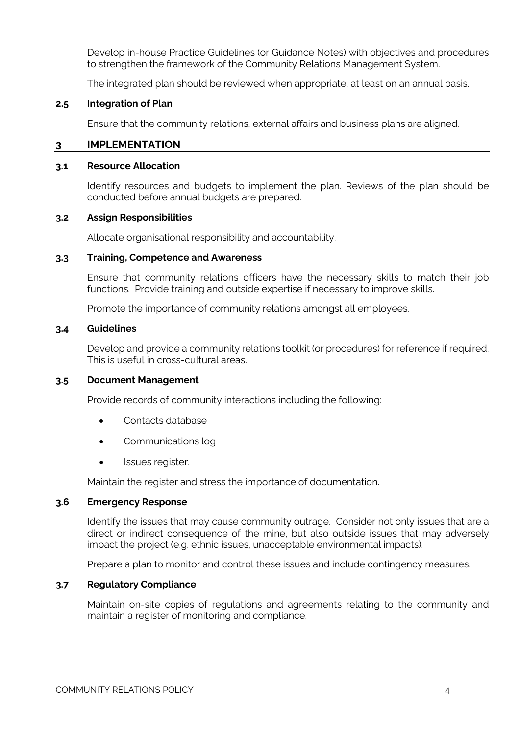Develop in-house Practice Guidelines (or Guidance Notes) with objectives and procedures to strengthen the framework of the Community Relations Management System.

The integrated plan should be reviewed when appropriate, at least on an annual basis.

### 2.5 Integration of Plan

Ensure that the community relations, external affairs and business plans are aligned.

## 3 IMPLEMENTATION

### 3.1 Resource Allocation

Identify resources and budgets to implement the plan. Reviews of the plan should be conducted before annual budgets are prepared.

### 3.2 Assign Responsibilities

Allocate organisational responsibility and accountability.

### 3.3 Training, Competence and Awareness

Ensure that community relations officers have the necessary skills to match their job functions. Provide training and outside expertise if necessary to improve skills.

Promote the importance of community relations amongst all employees.

### 3.4 Guidelines

Develop and provide a community relations toolkit (or procedures) for reference if required. This is useful in cross-cultural areas.

### 3.5 Document Management

Provide records of community interactions including the following:

- Contacts database
- Communications log
- Issues register.

Maintain the register and stress the importance of documentation.

### 3.6 Emergency Response

Identify the issues that may cause community outrage. Consider not only issues that are a direct or indirect consequence of the mine, but also outside issues that may adversely impact the project (e.g. ethnic issues, unacceptable environmental impacts).

Prepare a plan to monitor and control these issues and include contingency measures.

### 3.7 Regulatory Compliance

Maintain on-site copies of regulations and agreements relating to the community and maintain a register of monitoring and compliance.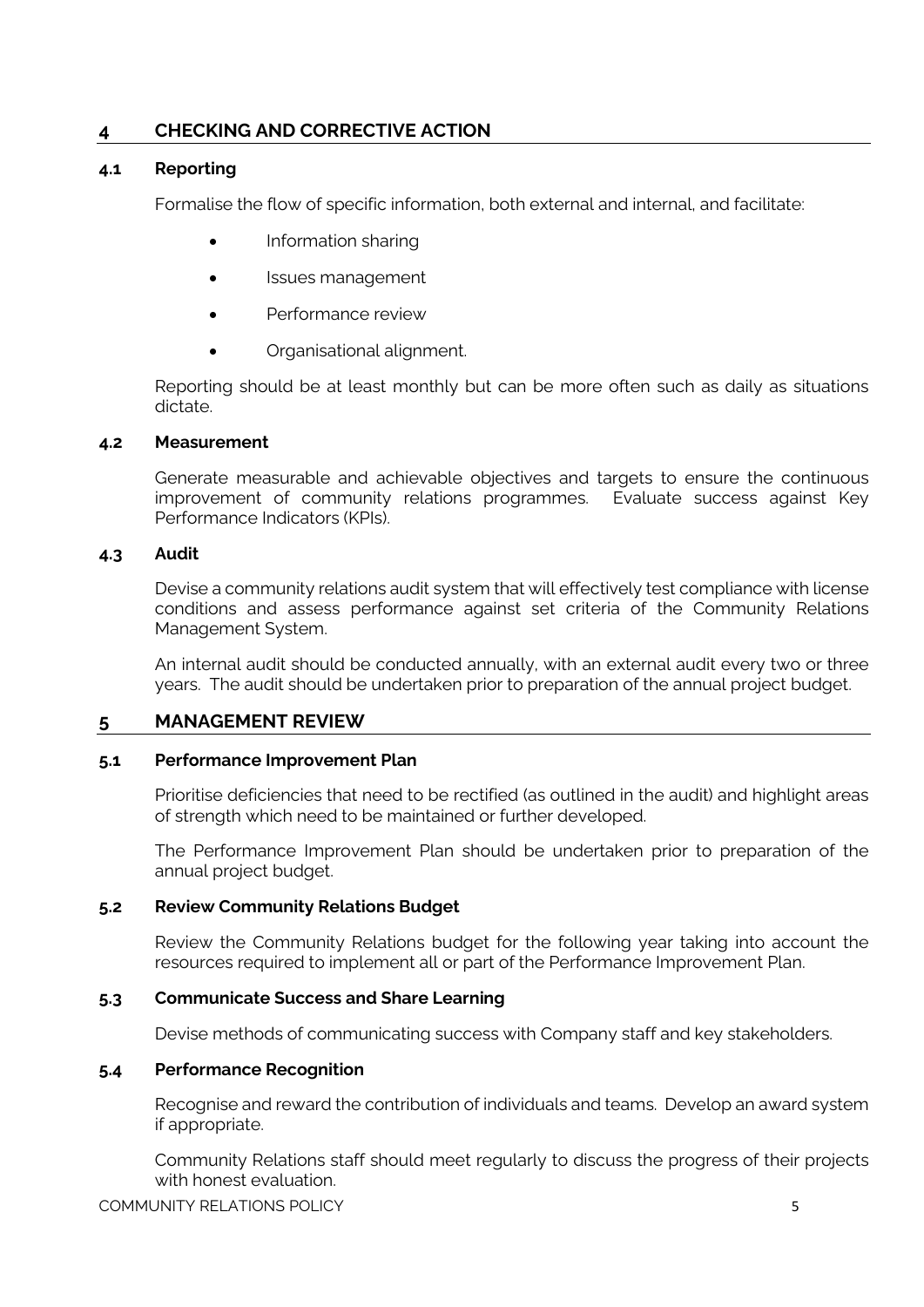## 4 CHECKING AND CORRECTIVE ACTION

### 4.1 Reporting

Formalise the flow of specific information, both external and internal, and facilitate:

- Information sharing
- Issues management
- Performance review
- Organisational alignment.

Reporting should be at least monthly but can be more often such as daily as situations dictate.

### 4.2 Measurement

Generate measurable and achievable objectives and targets to ensure the continuous improvement of community relations programmes. Evaluate success against Key Performance Indicators (KPIs).

### 4.3 Audit

Devise a community relations audit system that will effectively test compliance with license conditions and assess performance against set criteria of the Community Relations Management System.

An internal audit should be conducted annually, with an external audit every two or three years. The audit should be undertaken prior to preparation of the annual project budget.

## 5 MANAGEMENT REVIEW

### 5.1 Performance Improvement Plan

Prioritise deficiencies that need to be rectified (as outlined in the audit) and highlight areas of strength which need to be maintained or further developed.

The Performance Improvement Plan should be undertaken prior to preparation of the annual project budget.

### 5.2 Review Community Relations Budget

Review the Community Relations budget for the following year taking into account the resources required to implement all or part of the Performance Improvement Plan.

### 5.3 Communicate Success and Share Learning

Devise methods of communicating success with Company staff and key stakeholders.

### 5.4 Performance Recognition

Recognise and reward the contribution of individuals and teams. Develop an award system if appropriate.

Community Relations staff should meet regularly to discuss the progress of their projects with honest evaluation.